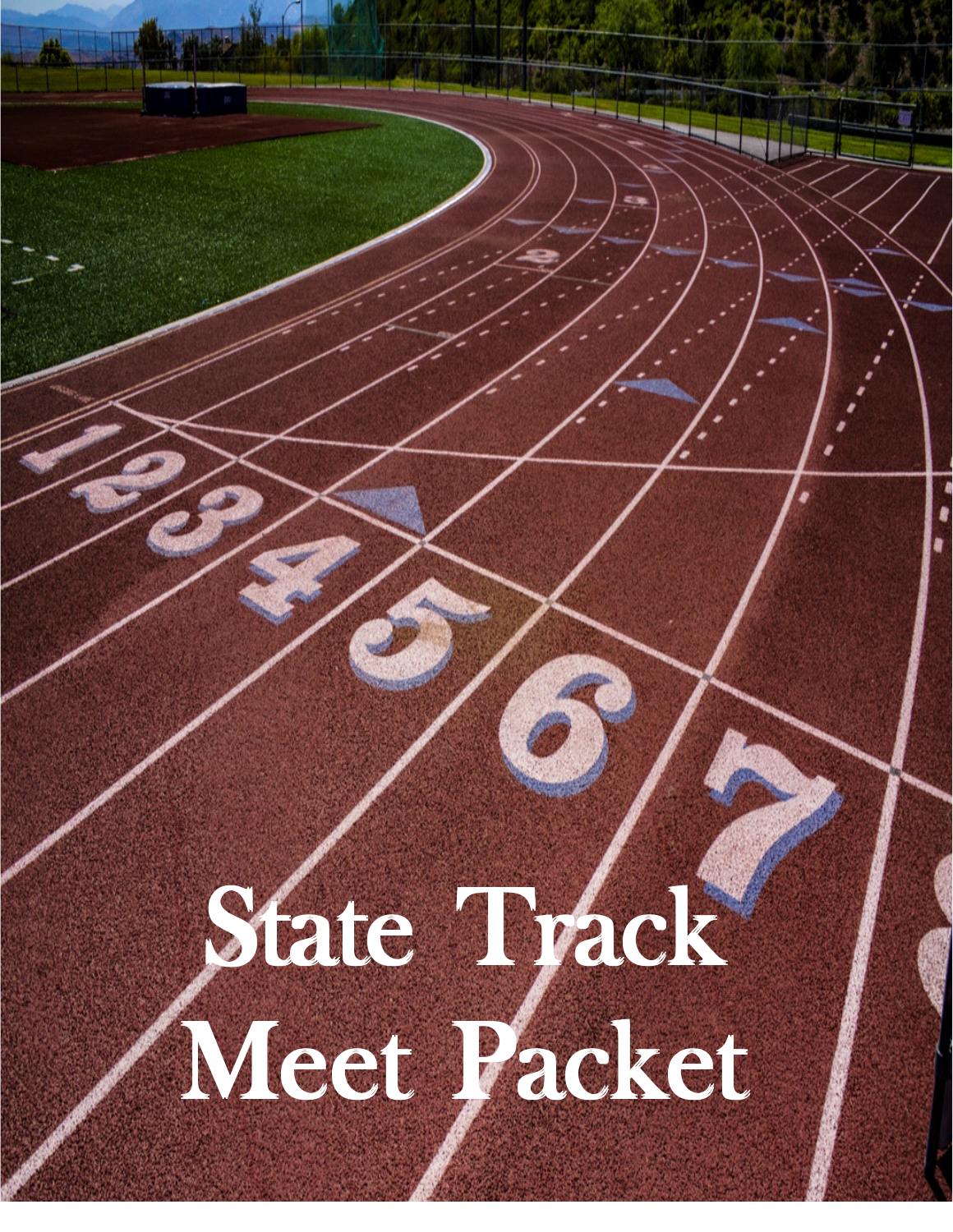# State Track Meet Packet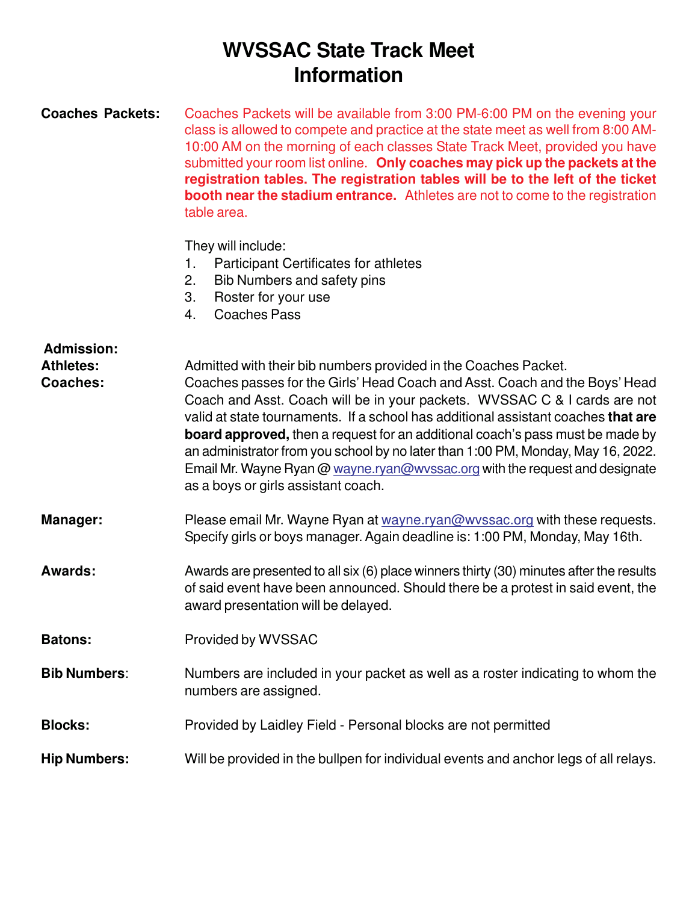# WVSSAC State Track Meet Information

**Coaches Packets:** Coaches Packets will be available from 3:00 PM-6:00 PM on the evening your class is allowed to compete and practice at the state meet as well from 8:00 AM-10:00 AM on the morning of each classes State Track Meet, provided you have submitted your room list online. **Only coaches may pick up the packets at the registration tables. The registration tables will be to the left of the ticket booth near the stadium entrance.** Athletes are not to come to the registration table area.

They will include:

1. Participant Certificates for athletes
2. Bib Numbers and safety pins
3. Roster for your use
4. Coaches Pass

**Admission:**

**Athletes:** Admitted with their bib numbers provided in the Coaches Packet.

**Coaches:** Coaches passes for the Girls' Head Coach and Asst. Coach and the Boys' Head Coach and Asst. Coach will be in your packets. WVSSAC C & I cards are not valid at state tournaments. If a school has additional assistant coaches **that are board approved,** then a request for an additional coach's pass must be made by an administrator from you school by no later than 1:00 PM, Monday, May 16, 2022. Email Mr. Wayne Ryan @ wayne.ryan@wvssac.org with the request and designate as a boys or girls assistant coach.

**Manager:** Please email Mr. Wayne Ryan at wayne.ryan@wvssac.org with these requests. Specify girls or boys manager. Again deadline is: 1:00 PM, Monday, May 16th.

**Awards:** Awards are presented to all six (6) place winners thirty (30) minutes after the results of said event have been announced. Should there be a protest in said event, the award presentation will be delayed.

**Batons:** Provided by WVSSAC

**Bib Numbers:** Numbers are included in your packet as well as a roster indicating to whom the numbers are assigned.

**Blocks:** Provided by Laidley Field - Personal blocks are not permitted

**Hip Numbers:** Will be provided in the bullpen for individual events and anchor legs of all relays.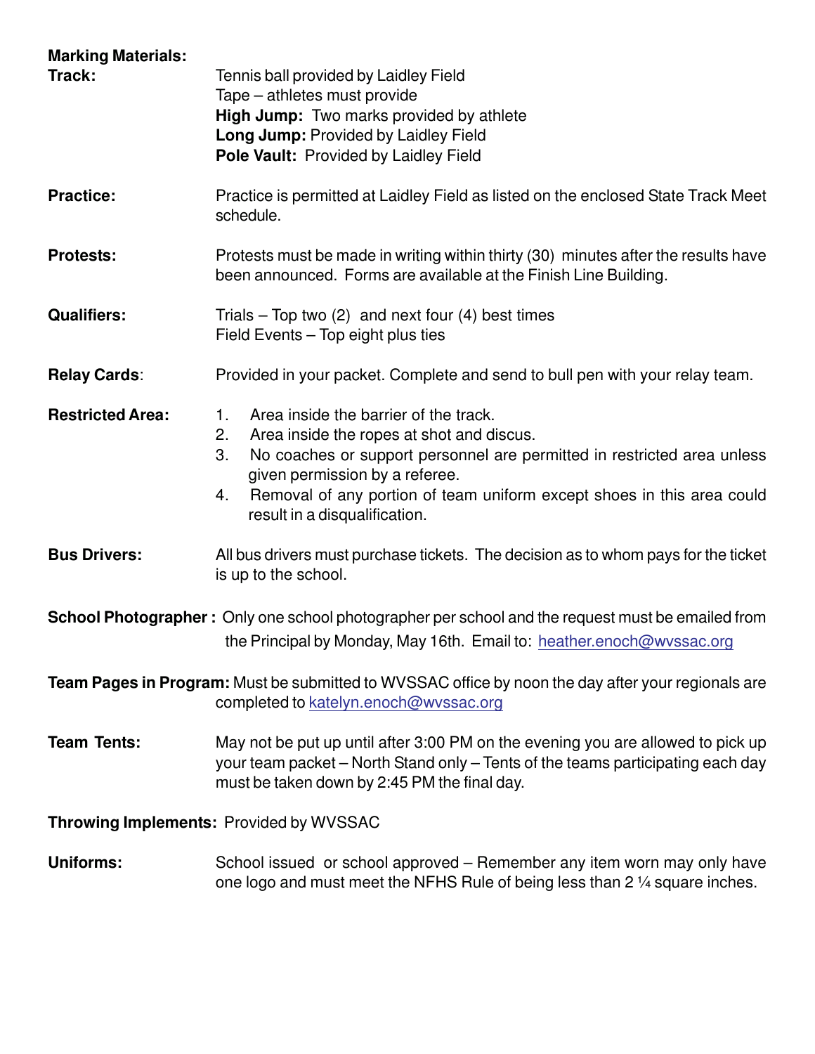**Marking Materials:**

**Track:** Tennis ball provided by Laidley Field
Tape – athletes must provide
**High Jump:** Two marks provided by athlete
**Long Jump:** Provided by Laidley Field
**Pole Vault:** Provided by Laidley Field

**Practice:** Practice is permitted at Laidley Field as listed on the enclosed State Track Meet schedule.

**Protests:** Protests must be made in writing within thirty (30) minutes after the results have been announced. Forms are available at the Finish Line Building.

**Qualifiers:** Trials – Top two (2) and next four (4) best times
Field Events – Top eight plus ties

**Relay Cards**: Provided in your packet. Complete and send to bull pen with your relay team.

**Restricted Area:**

1. Area inside the barrier of the track.
2. Area inside the ropes at shot and discus.
3. No coaches or support personnel are permitted in restricted area unless given permission by a referee.
4. Removal of any portion of team uniform except shoes in this area could result in a disqualification.

**Bus Drivers:** All bus drivers must purchase tickets. The decision as to whom pays for the ticket is up to the school.

**School Photographer :** Only one school photographer per school and the request must be emailed from the Principal by Monday, May 16th. Email to: heather.enoch@wvssac.org

**Team Pages in Program:** Must be submitted to WVSSAC office by noon the day after your regionals are completed to katelyn.enoch@wvssac.org

**Team Tents:** May not be put up until after 3:00 PM on the evening you are allowed to pick up your team packet – North Stand only – Tents of the teams participating each day must be taken down by 2:45 PM the final day.

**Throwing Implements:** Provided by WVSSAC

**Uniforms:** School issued or school approved – Remember any item worn may only have one logo and must meet the NFHS Rule of being less than 2 ¼ square inches.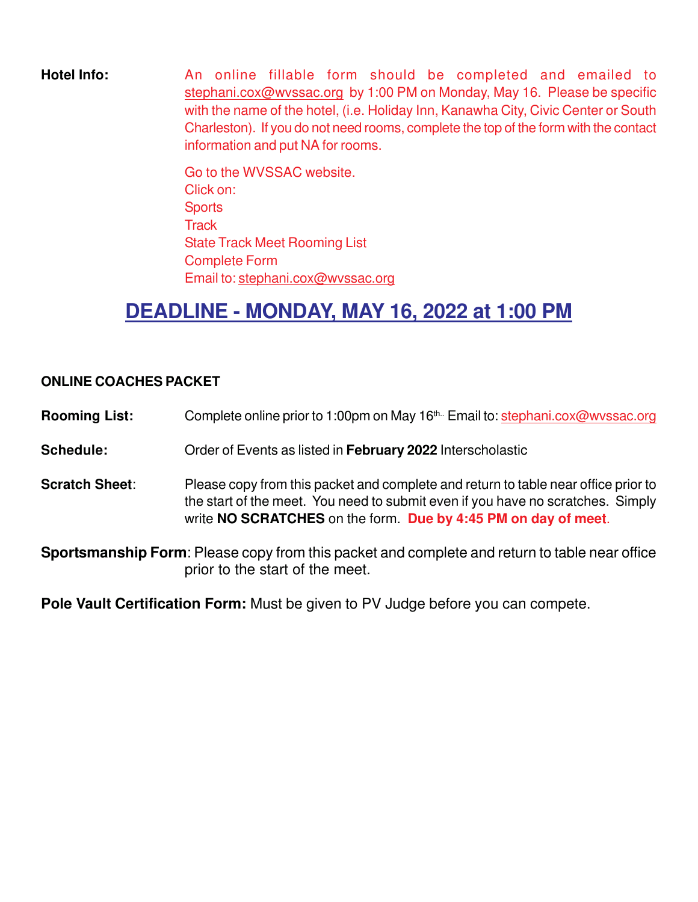**Hotel Info:** An online fillable form should be completed and emailed to stephani.cox@wvssac.org by 1:00 PM on Monday, May 16. Please be specific with the name of the hotel, (i.e. Holiday Inn, Kanawha City, Civic Center or South Charleston). If you do not need rooms, complete the top of the form with the contact information and put NA for rooms.

Go to the WVSSAC website.
Click on:
Sports
Track
State Track Meet Rooming List
Complete Form
Email to: stephani.cox@wvssac.org

## DEADLINE - MONDAY, MAY 16, 2022 at 1:00 PM

**ONLINE COACHES PACKET**

**Rooming List:** Complete online prior to 1:00pm on May 16th. Email to: stephani.cox@wvssac.org

**Schedule:** Order of Events as listed in **February 2022** Interscholastic

**Scratch Sheet**: Please copy from this packet and complete and return to table near office prior to the start of the meet. You need to submit even if you have no scratches. Simply write **NO SCRATCHES** on the form. **Due by 4:45 PM on day of meet**.

**Sportsmanship Form**: Please copy from this packet and complete and return to table near office prior to the start of the meet.

**Pole Vault Certification Form:** Must be given to PV Judge before you can compete.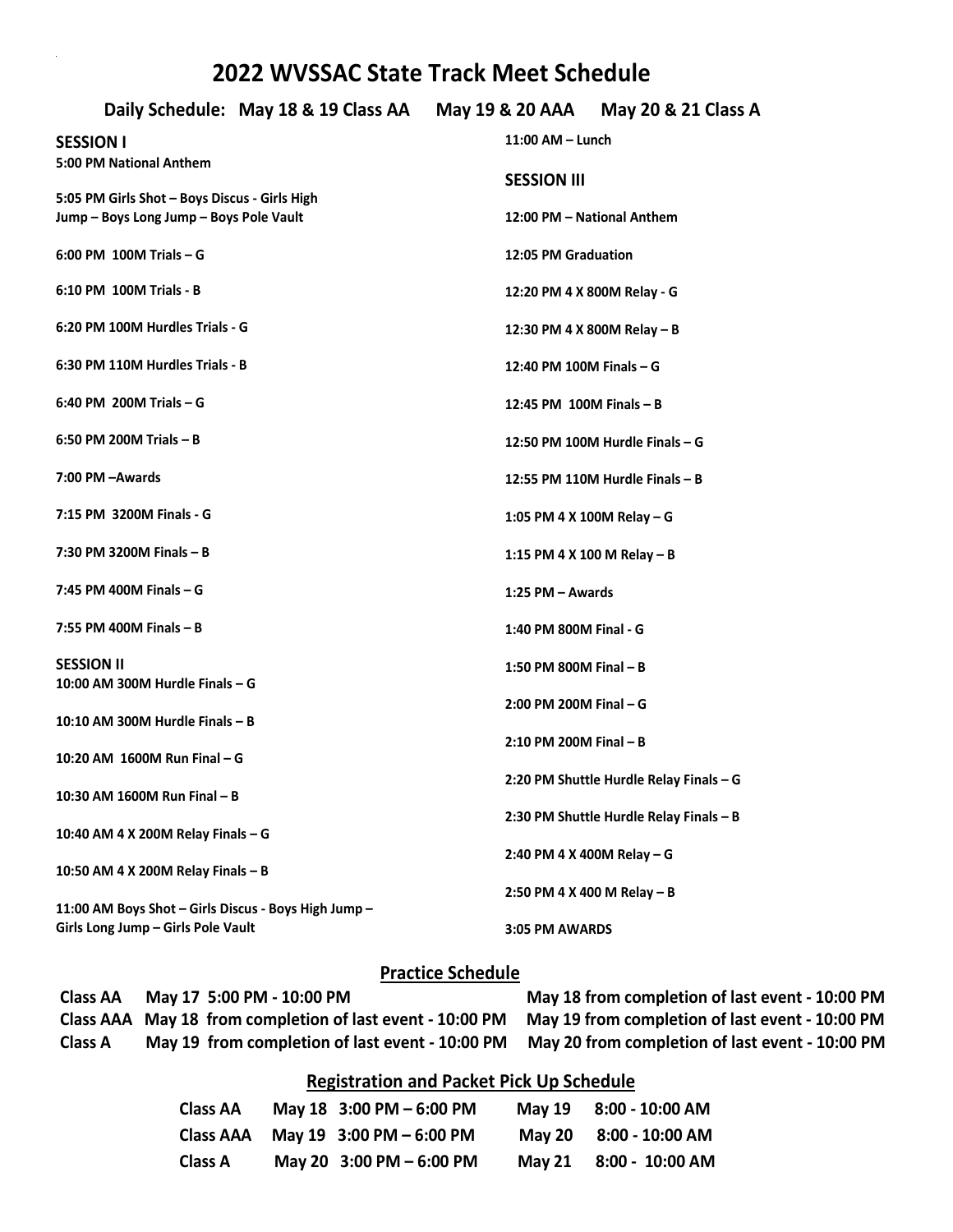# 2022 WVSSAC State Track Meet Schedule

**Daily Schedule: May 18 & 19 Class AA May 19 & 20 AAA May 20 & 21 Class A**

**SESSION I**

**5:00 PM National Anthem**

**5:05 PM Girls Shot – Boys Discus - Girls High Jump – Boys Long Jump – Boys Pole Vault**

**6:00 PM 100M Trials – G**

**6:10 PM 100M Trials - B**

**6:20 PM 100M Hurdles Trials - G**

**6:30 PM 110M Hurdles Trials - B**

**6:40 PM 200M Trials – G**

**6:50 PM 200M Trials – B**

**7:00 PM –Awards**

**7:15 PM 3200M Finals - G**

**7:30 PM 3200M Finals – B**

**7:45 PM 400M Finals – G**

**7:55 PM 400M Finals – B**

**SESSION II**

**10:00 AM 300M Hurdle Finals – G**

**10:10 AM 300M Hurdle Finals – B**

**10:20 AM 1600M Run Final – G**

**10:30 AM 1600M Run Final – B**

**10:40 AM 4 X 200M Relay Finals – G**

**10:50 AM 4 X 200M Relay Finals – B**

**11:00 AM Boys Shot – Girls Discus - Boys High Jump – Girls Long Jump – Girls Pole Vault**

**11:00 AM – Lunch**

**SESSION III**

**12:00 PM – National Anthem**

**12:05 PM Graduation**

**12:20 PM 4 X 800M Relay - G**

**12:30 PM 4 X 800M Relay – B**

**12:40 PM 100M Finals – G**

**12:45 PM 100M Finals – B**

**12:50 PM 100M Hurdle Finals – G**

**12:55 PM 110M Hurdle Finals – B**

**1:05 PM 4 X 100M Relay – G**

**1:15 PM 4 X 100 M Relay – B**

**1:25 PM – Awards**

**1:40 PM 800M Final - G**

**1:50 PM 800M Final – B**

**2:00 PM 200M Final – G**

**2:10 PM 200M Final – B**

**2:20 PM Shuttle Hurdle Relay Finals – G**

**2:30 PM Shuttle Hurdle Relay Finals – B**

**2:40 PM 4 X 400M Relay – G**

**2:50 PM 4 X 400 M Relay – B**

**3:05 PM AWARDS**

## Practice Schedule

| | | |
|---|---|---|
| Class AA | May 17 5:00 PM - 10:00 PM | May 18 from completion of last event - 10:00 PM |
| Class AAA | May 18 from completion of last event - 10:00 PM | May 19 from completion of last event - 10:00 PM |
| Class A | May 19 from completion of last event - 10:00 PM | May 20 from completion of last event - 10:00 PM |

## Registration and Packet Pick Up Schedule

| | | | | |
|---|---|---|---|---|
| Class AA | May 18 | 3:00 PM – 6:00 PM | May 19 | 8:00 - 10:00 AM |
| Class AAA | May 19 | 3:00 PM – 6:00 PM | May 20 | 8:00 - 10:00 AM |
| Class A | May 20 | 3:00 PM – 6:00 PM | May 21 | 8:00 - 10:00 AM |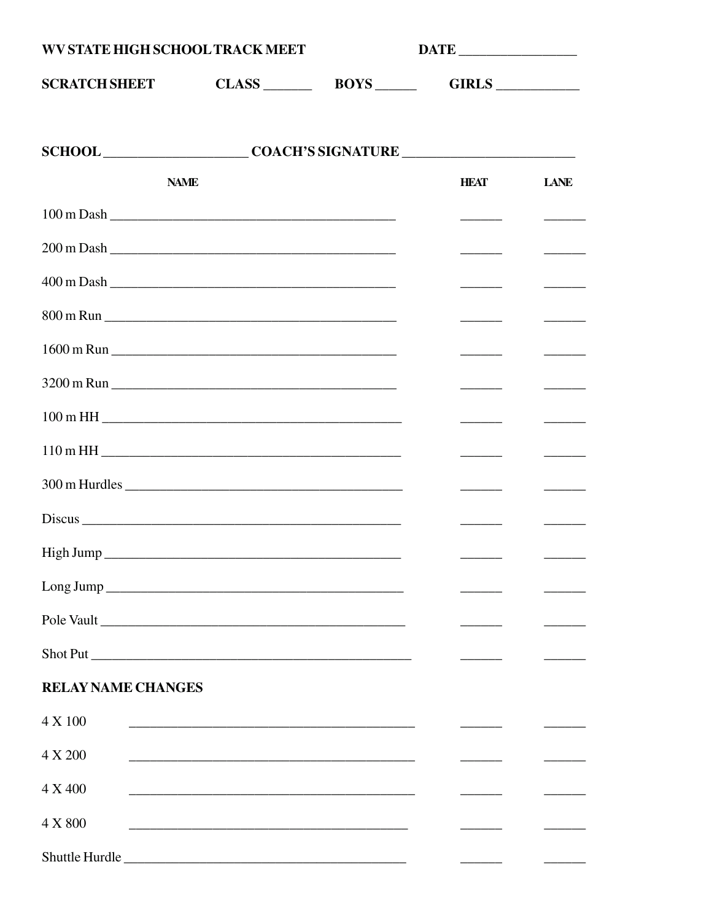**WV STATE HIGH SCHOOL TRACK MEET** **DATE** ________________

**SCRATCH SHEET** **CLASS** _______ **BOYS** ______ **GIRLS** ____________

**SCHOOL** ____________________ **COACH'S SIGNATURE** ________________________

| | NAME | HEAT | LANE |
|---|---|---|---|
| 100 m Dash | ________________________________ | ______ | ______ |
| 200 m Dash | ________________________________ | ______ | ______ |
| 400 m Dash | ________________________________ | ______ | ______ |
| 800 m Run | ________________________________ | ______ | ______ |
| 1600 m Run | ________________________________ | ______ | ______ |
| 3200 m Run | ________________________________ | ______ | ______ |
| 100 m HH | ________________________________ | ______ | ______ |
| 110 m HH | ________________________________ | ______ | ______ |
| 300 m Hurdles | ________________________________ | ______ | ______ |
| Discus | ________________________________ | ______ | ______ |
| High Jump | ________________________________ | ______ | ______ |
| Long Jump | ________________________________ | ______ | ______ |
| Pole Vault | ________________________________ | ______ | ______ |
| Shot Put | ________________________________ | ______ | ______ |

**RELAY NAME CHANGES**

| | | | |
|---|---|---|---|
| 4 X 100 | ________________________________ | ______ | ______ |
| 4 X 200 | ________________________________ | ______ | ______ |
| 4 X 400 | ________________________________ | ______ | ______ |
| 4 X 800 | ________________________________ | ______ | ______ |
| Shuttle Hurdle | ________________________________ | ______ | ______ |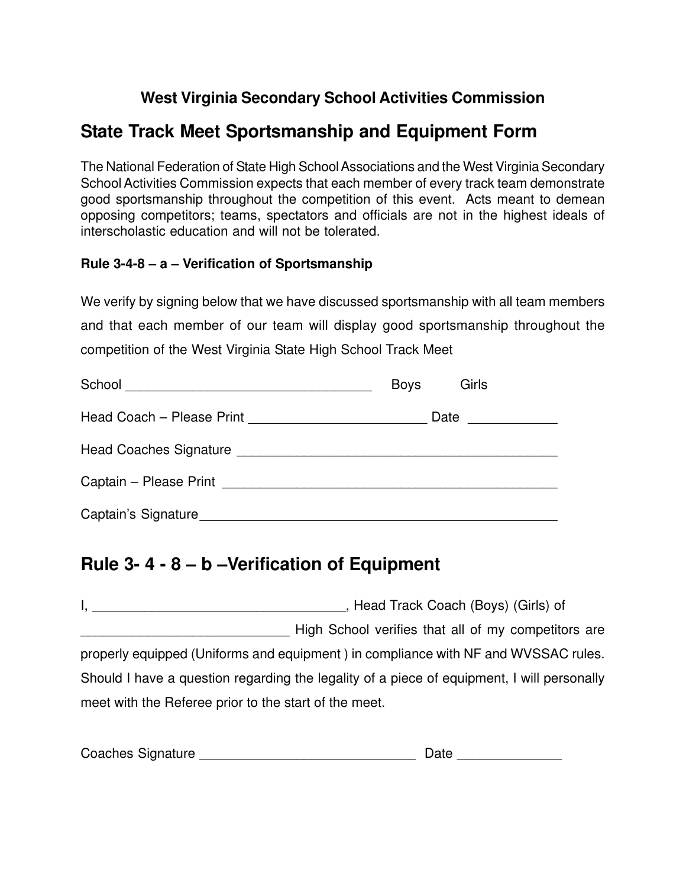**West Virginia Secondary School Activities Commission**

# State Track Meet Sportsmanship and Equipment Form

The National Federation of State High School Associations and the West Virginia Secondary School Activities Commission expects that each member of every track team demonstrate good sportsmanship throughout the competition of this event. Acts meant to demean opposing competitors; teams, spectators and officials are not in the highest ideals of interscholastic education and will not be tolerated.

**Rule 3-4-8 – a – Verification of Sportsmanship**

We verify by signing below that we have discussed sportsmanship with all team members and that each member of our team will display good sportsmanship throughout the competition of the West Virginia State High School Track Meet

School _________________________________ Boys Girls

Head Coach – Please Print _______________________ Date ___________

Head Coaches Signature __________________________________________

Captain – Please Print ____________________________________________

Captain's Signature_______________________________________________

## Rule 3- 4 - 8 – b –Verification of Equipment

I, _________________________________, Head Track Coach (Boys) (Girls) of ____________________________ High School verifies that all of my competitors are properly equipped (Uniforms and equipment ) in compliance with NF and WVSSAC rules. Should I have a question regarding the legality of a piece of equipment, I will personally meet with the Referee prior to the start of the meet.

Coaches Signature _____________________________ Date _____________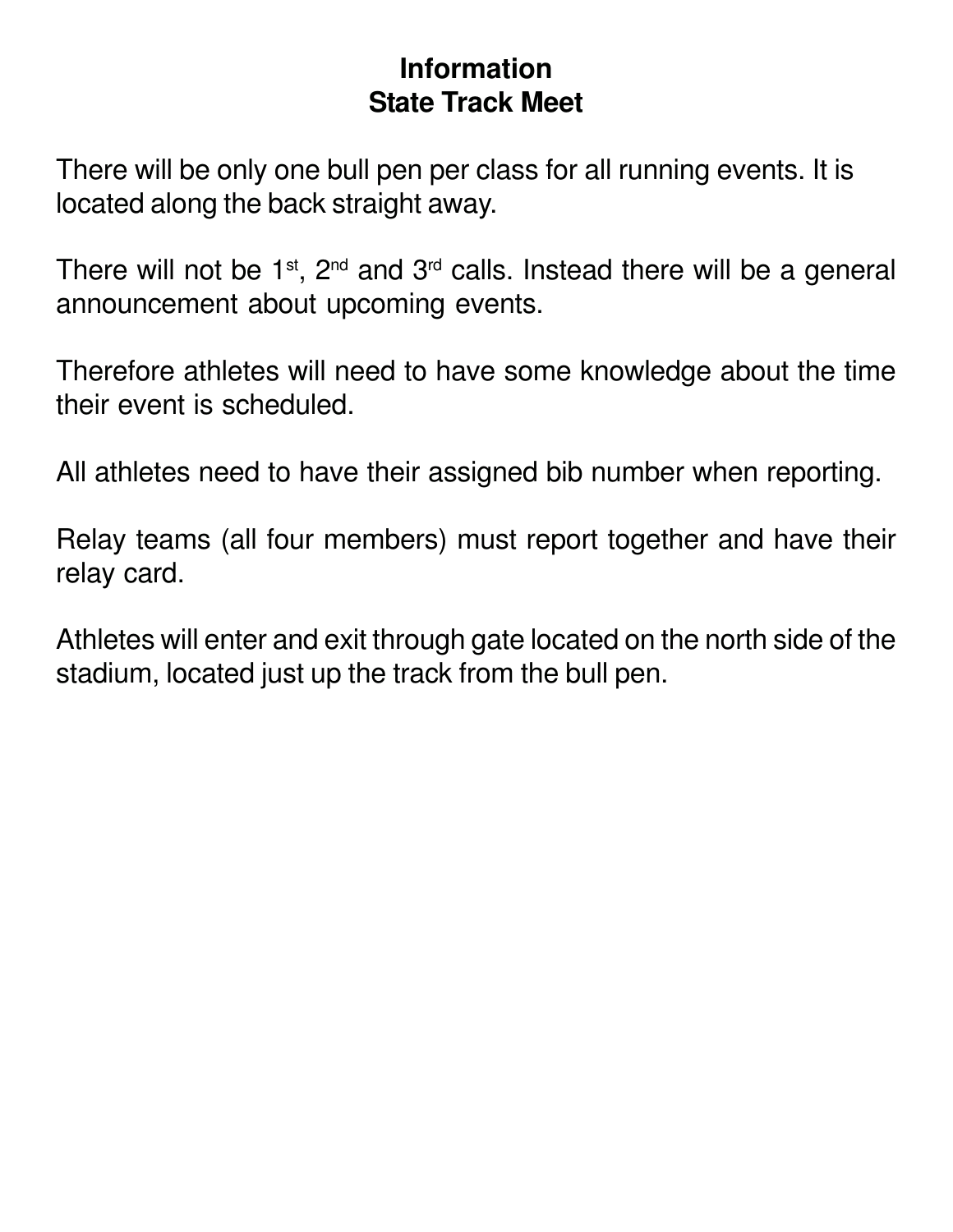# Information
# State Track Meet

There will be only one bull pen per class for all running events. It is located along the back straight away.

There will not be 1st, 2nd and 3rd calls. Instead there will be a general announcement about upcoming events.

Therefore athletes will need to have some knowledge about the time their event is scheduled.

All athletes need to have their assigned bib number when reporting.

Relay teams (all four members) must report together and have their relay card.

Athletes will enter and exit through gate located on the north side of the stadium, located just up the track from the bull pen.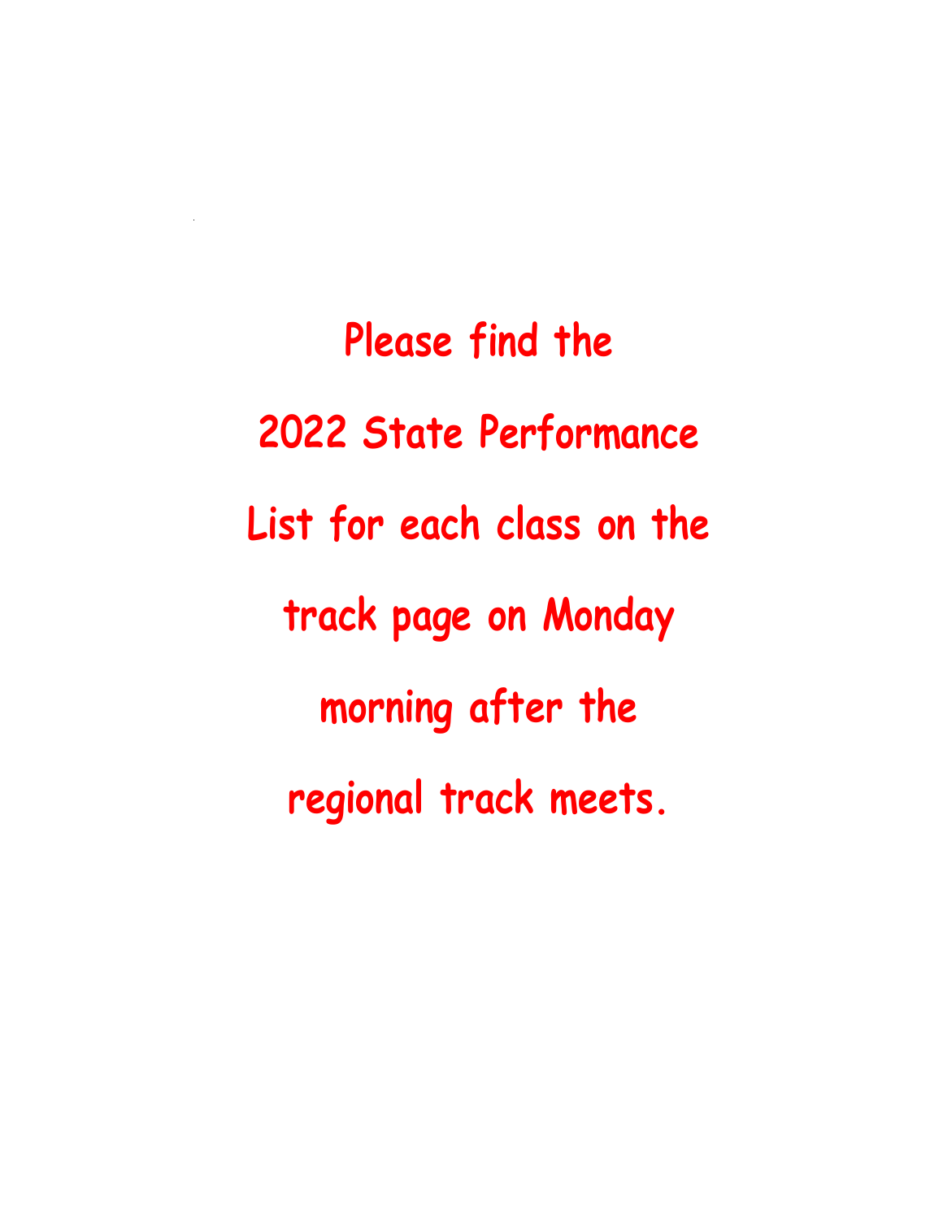Please find the

2022 State Performance

List for each class on the

track page on Monday

morning after the

regional track meets.